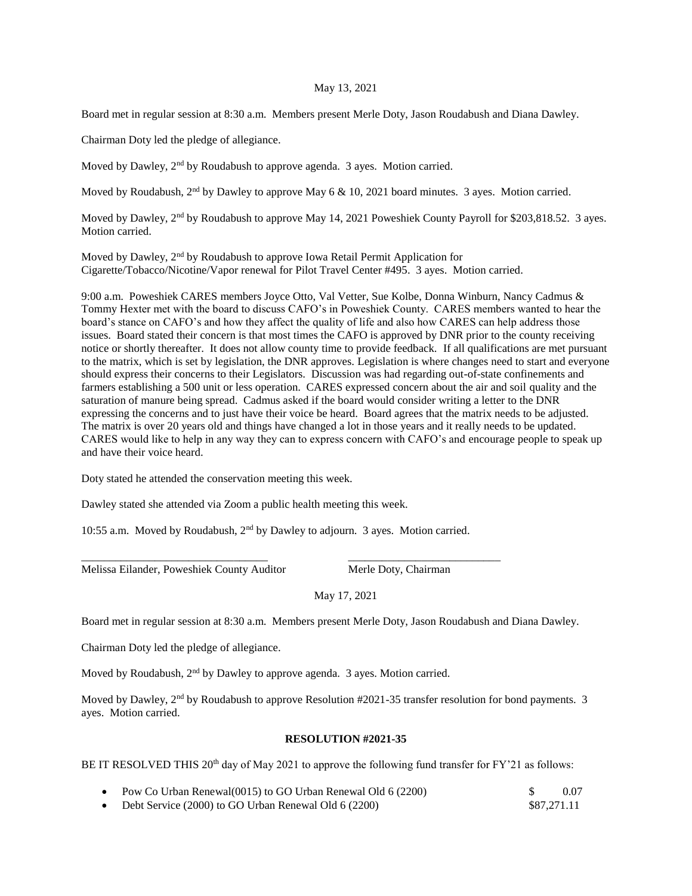May 13, 2021

Board met in regular session at 8:30 a.m. Members present Merle Doty, Jason Roudabush and Diana Dawley.

Chairman Doty led the pledge of allegiance.

Moved by Dawley, 2nd by Roudabush to approve agenda. 3 ayes. Motion carried.

Moved by Roudabush, 2nd by Dawley to approve May 6 & 10, 2021 board minutes. 3 ayes. Motion carried.

Moved by Dawley, 2nd by Roudabush to approve May 14, 2021 Poweshiek County Payroll for $203,818.52. 3 ayes. Motion carried.

Moved by Dawley, 2nd by Roudabush to approve Iowa Retail Permit Application for Cigarette/Tobacco/Nicotine/Vapor renewal for Pilot Travel Center #495. 3 ayes. Motion carried.

9:00 a.m. Poweshiek CARES members Joyce Otto, Val Vetter, Sue Kolbe, Donna Winburn, Nancy Cadmus & Tommy Hexter met with the board to discuss CAFO's in Poweshiek County. CARES members wanted to hear the board's stance on CAFO's and how they affect the quality of life and also how CARES can help address those issues. Board stated their concern is that most times the CAFO is approved by DNR prior to the county receiving notice or shortly thereafter. It does not allow county time to provide feedback. If all qualifications are met pursuant to the matrix, which is set by legislation, the DNR approves. Legislation is where changes need to start and everyone should express their concerns to their Legislators. Discussion was had regarding out-of-state confinements and farmers establishing a 500 unit or less operation. CARES expressed concern about the air and soil quality and the saturation of manure being spread. Cadmus asked if the board would consider writing a letter to the DNR expressing the concerns and to just have their voice be heard. Board agrees that the matrix needs to be adjusted. The matrix is over 20 years old and things have changed a lot in those years and it really needs to be updated. CARES would like to help in any way they can to express concern with CAFO's and encourage people to speak up and have their voice heard.

Doty stated he attended the conservation meeting this week.

Dawley stated she attended via Zoom a public health meeting this week.

10:55 a.m. Moved by Roudabush, 2nd by Dawley to adjourn. 3 ayes. Motion carried.

\_\_\_\_\_\_\_\_\_\_\_\_\_\_\_\_\_\_\_\_\_\_\_\_\_\_\_\_\_\_\_\_ \_\_\_\_\_\_\_\_\_\_\_\_\_\_\_\_\_\_\_\_\_\_\_\_\_\_\_\_

Melissa Eilander, Poweshiek County Auditor    Merle Doty, Chairman

May 17, 2021

Board met in regular session at 8:30 a.m. Members present Merle Doty, Jason Roudabush and Diana Dawley.

Chairman Doty led the pledge of allegiance.

Moved by Roudabush, 2nd by Dawley to approve agenda. 3 ayes. Motion carried.

Moved by Dawley, 2nd by Roudabush to approve Resolution #2021-35 transfer resolution for bond payments. 3 ayes. Motion carried.

**RESOLUTION #2021-35**

BE IT RESOLVED THIS 20th day of May 2021 to approve the following fund transfer for FY'21 as follows:

- Pow Co Urban Renewal(0015) to GO Urban Renewal Old 6 (2200) $ 0.07
- Debt Service (2000) to GO Urban Renewal Old 6 (2200) $87,271.11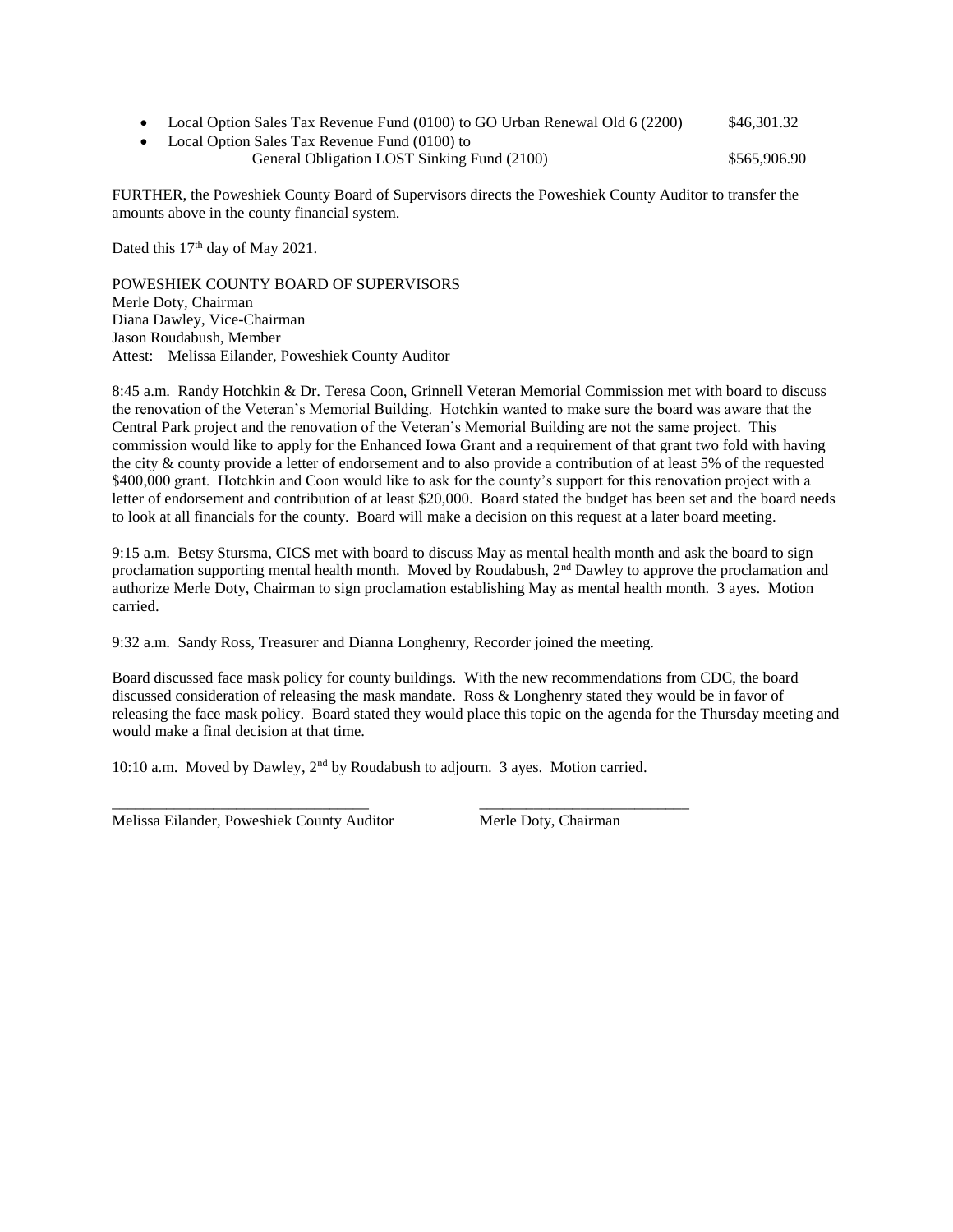- Local Option Sales Tax Revenue Fund (0100) to GO Urban Renewal Old 6 (2200) $46,301.32
- Local Option Sales Tax Revenue Fund (0100) to General Obligation LOST Sinking Fund (2100) $565,906.90

FURTHER, the Poweshiek County Board of Supervisors directs the Poweshiek County Auditor to transfer the amounts above in the county financial system.

Dated this 17th day of May 2021.

POWESHIEK COUNTY BOARD OF SUPERVISORS
Merle Doty, Chairman
Diana Dawley, Vice-Chairman
Jason Roudabush, Member
Attest: Melissa Eilander, Poweshiek County Auditor

8:45 a.m. Randy Hotchkin & Dr. Teresa Coon, Grinnell Veteran Memorial Commission met with board to discuss the renovation of the Veteran's Memorial Building. Hotchkin wanted to make sure the board was aware that the Central Park project and the renovation of the Veteran's Memorial Building are not the same project. This commission would like to apply for the Enhanced Iowa Grant and a requirement of that grant two fold with having the city & county provide a letter of endorsement and to also provide a contribution of at least 5% of the requested $400,000 grant. Hotchkin and Coon would like to ask for the county's support for this renovation project with a letter of endorsement and contribution of at least $20,000. Board stated the budget has been set and the board needs to look at all financials for the county. Board will make a decision on this request at a later board meeting.

9:15 a.m. Betsy Stursma, CICS met with board to discuss May as mental health month and ask the board to sign proclamation supporting mental health month. Moved by Roudabush, 2nd Dawley to approve the proclamation and authorize Merle Doty, Chairman to sign proclamation establishing May as mental health month. 3 ayes. Motion carried.

9:32 a.m. Sandy Ross, Treasurer and Dianna Longhenry, Recorder joined the meeting.

Board discussed face mask policy for county buildings. With the new recommendations from CDC, the board discussed consideration of releasing the mask mandate. Ross & Longhenry stated they would be in favor of releasing the face mask policy. Board stated they would place this topic on the agenda for the Thursday meeting and would make a final decision at that time.

10:10 a.m. Moved by Dawley, 2nd by Roudabush to adjourn. 3 ayes. Motion carried.

\_\_\_\_\_\_\_\_\_\_\_\_\_\_\_\_\_\_\_\_\_\_\_\_\_\_\_\_\_\_\_\_ \_\_\_\_\_\_\_\_\_\_\_\_\_\_\_\_\_\_\_\_\_\_\_\_\_\_\_
Melissa Eilander, Poweshiek County Auditor Merle Doty, Chairman